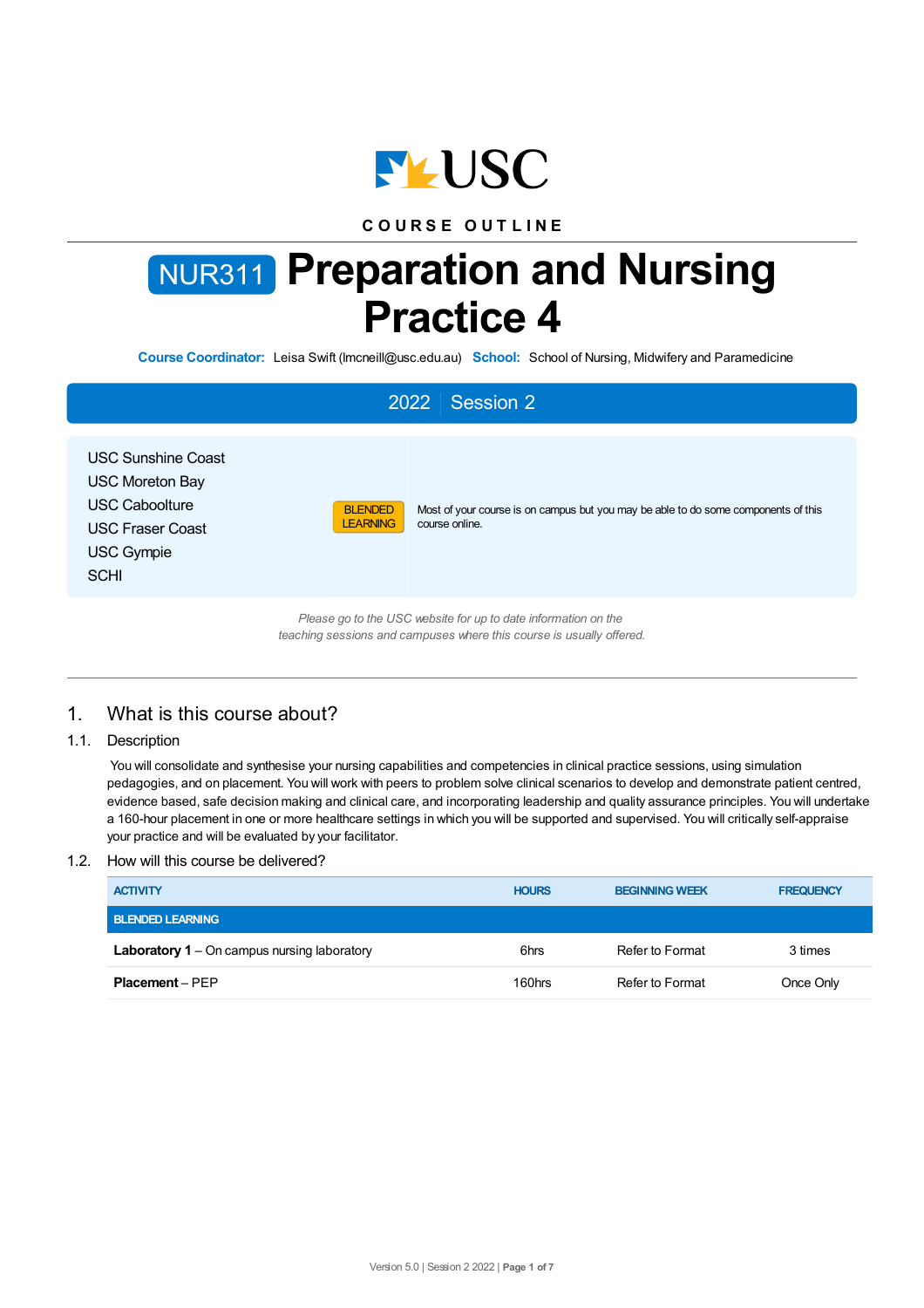COURSE OUTLINE

# NUR311 Preparation and Nursing Practice 4

**Course Coordinator:** Leisa Swift (lmcneill@usc.edu.au) **School:** School of Nursing, Midwifery and Paramedicine

**2022 | Session 2**

| | | |
|---|---|---|
| USC Sunshine Coast<br>USC Moreton Bay<br>USC Caboolture<br>USC Fraser Coast<br>USC Gympie<br>SCHI | BLENDED LEARNING | Most of your course is on campus but you may be able to do some components of this course online. |

*Please go to the USC website for up to date information on the teaching sessions and campuses where this course is usually offered.*

## 1. What is this course about?

### 1.1. Description

You will consolidate and synthesise your nursing capabilities and competencies in clinical practice sessions, using simulation pedagogies, and on placement. You will work with peers to problem solve clinical scenarios to develop and demonstrate patient centred, evidence based, safe decision making and clinical care, and incorporating leadership and quality assurance principles. You will undertake a 160-hour placement in one or more healthcare settings in which you will be supported and supervised. You will critically self-appraise your practice and will be evaluated by your facilitator.

### 1.2. How will this course be delivered?

| ACTIVITY | HOURS | BEGINNING WEEK | FREQUENCY |
|---|---|---|---|
| **BLENDED LEARNING** | | | |
| **Laboratory 1** – On campus nursing laboratory | 6hrs | Refer to Format | 3 times |
| **Placement** – PEP | 160hrs | Refer to Format | Once Only |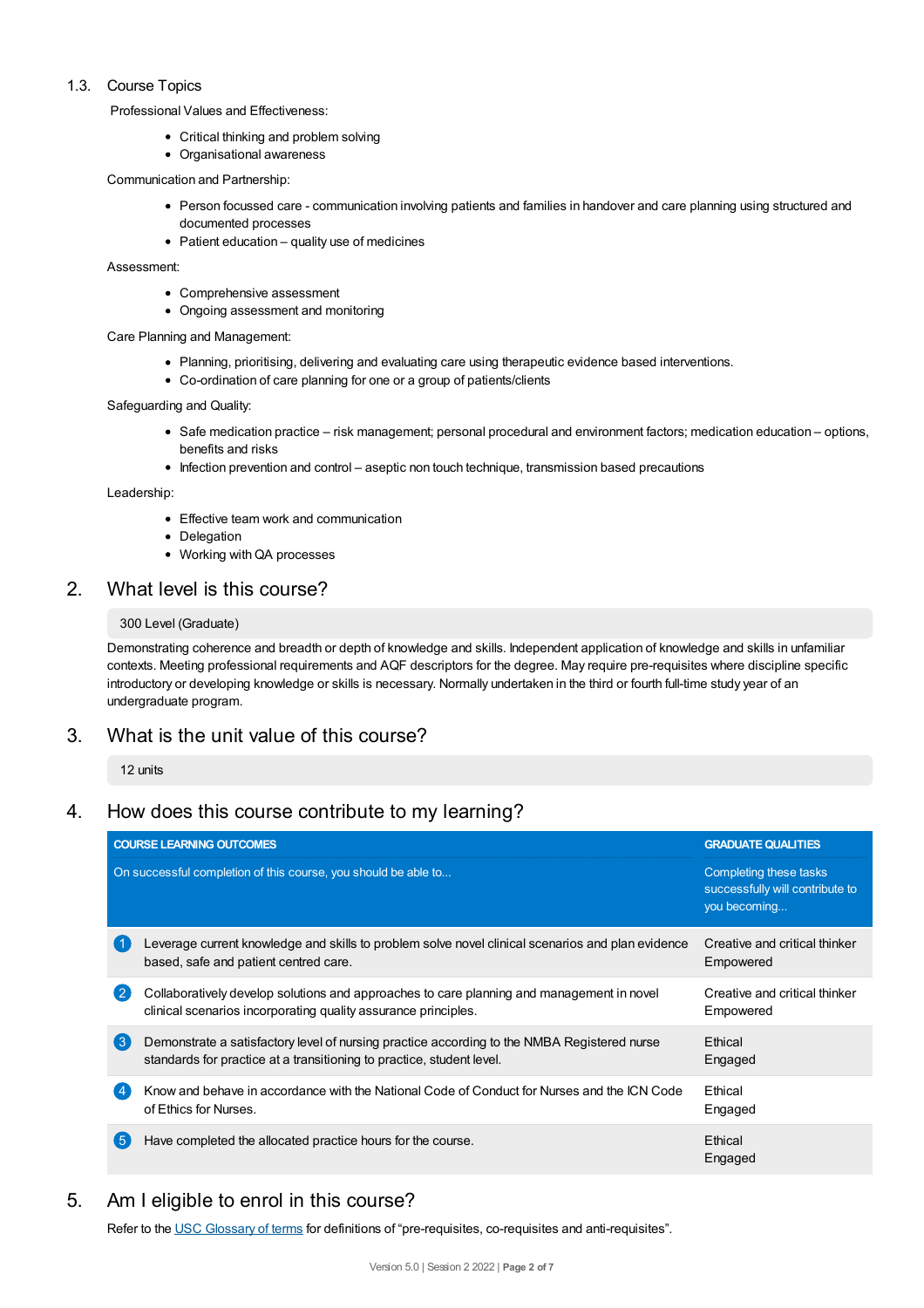### 1.3. Course Topics

Professional Values and Effectiveness:

- Critical thinking and problem solving
- Organisational awareness

Communication and Partnership:

- Person focussed care - communication involving patients and families in handover and care planning using structured and documented processes
- Patient education – quality use of medicines

Assessment:

- Comprehensive assessment
- Ongoing assessment and monitoring

Care Planning and Management:

- Planning, prioritising, delivering and evaluating care using therapeutic evidence based interventions.
- Co-ordination of care planning for one or a group of patients/clients

Safeguarding and Quality:

- Safe medication practice – risk management; personal procedural and environment factors; medication education – options, benefits and risks
- Infection prevention and control – aseptic non touch technique, transmission based precautions

Leadership:

- Effective team work and communication
- Delegation
- Working with QA processes

## 2. What level is this course?

300 Level (Graduate)

Demonstrating coherence and breadth or depth of knowledge and skills. Independent application of knowledge and skills in unfamiliar contexts. Meeting professional requirements and AQF descriptors for the degree. May require pre-requisites where discipline specific introductory or developing knowledge or skills is necessary. Normally undertaken in the third or fourth full-time study year of an undergraduate program.

## 3. What is the unit value of this course?

12 units

## 4. How does this course contribute to my learning?

| | COURSE LEARNING OUTCOMES<br>On successful completion of this course, you should be able to... | GRADUATE QUALITIES<br>Completing these tasks successfully will contribute to you becoming... |
|---|---|---|
| 1 | Leverage current knowledge and skills to problem solve novel clinical scenarios and plan evidence based, safe and patient centred care. | Creative and critical thinker<br>Empowered |
| 2 | Collaboratively develop solutions and approaches to care planning and management in novel clinical scenarios incorporating quality assurance principles. | Creative and critical thinker<br>Empowered |
| 3 | Demonstrate a satisfactory level of nursing practice according to the NMBA Registered nurse standards for practice at a transitioning to practice, student level. | Ethical<br>Engaged |
| 4 | Know and behave in accordance with the National Code of Conduct for Nurses and the ICN Code of Ethics for Nurses. | Ethical<br>Engaged |
| 5 | Have completed the allocated practice hours for the course. | Ethical<br>Engaged |

## 5. Am I eligible to enrol in this course?

Refer to the USC Glossary of terms for definitions of "pre-requisites, co-requisites and anti-requisites".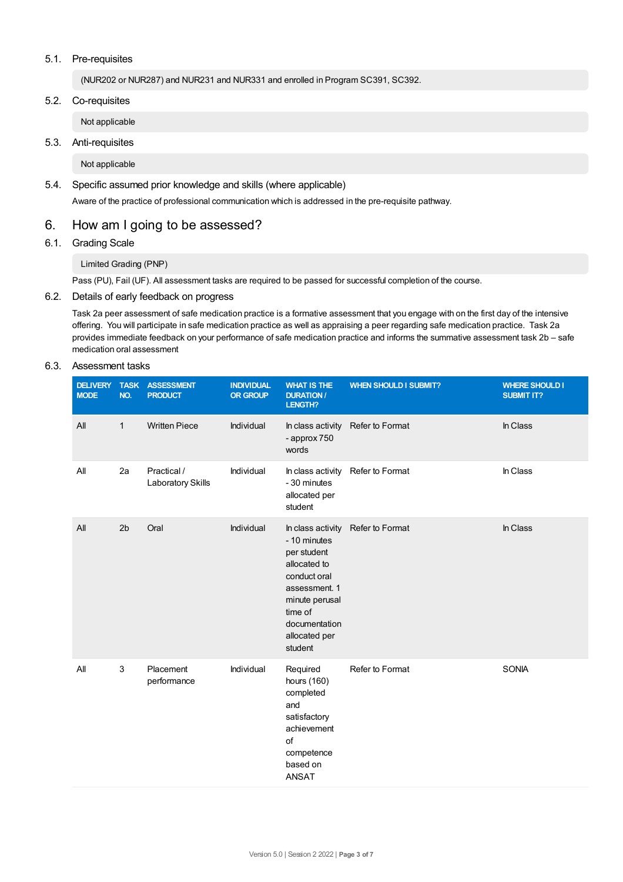### 5.1. Pre-requisites

(NUR202 or NUR287) and NUR231 and NUR331 and enrolled in Program SC391, SC392.

### 5.2. Co-requisites

Not applicable

### 5.3. Anti-requisites

Not applicable

### 5.4. Specific assumed prior knowledge and skills (where applicable)

Aware of the practice of professional communication which is addressed in the pre-requisite pathway.

## 6. How am I going to be assessed?

### 6.1. Grading Scale

Limited Grading (PNP)

Pass (PU), Fail (UF). All assessment tasks are required to be passed for successful completion of the course.

### 6.2. Details of early feedback on progress

Task 2a peer assessment of safe medication practice is a formative assessment that you engage with on the first day of the intensive offering. You will participate in safe medication practice as well as appraising a peer regarding safe medication practice. Task 2a provides immediate feedback on your performance of safe medication practice and informs the summative assessment task 2b – safe medication oral assessment

### 6.3. Assessment tasks

| DELIVERY MODE | TASK NO. | ASSESSMENT PRODUCT | INDIVIDUAL OR GROUP | WHAT IS THE DURATION / LENGTH? | WHEN SHOULD I SUBMIT? | WHERE SHOULD I SUBMIT IT? |
|---|---|---|---|---|---|---|
| All | 1 | Written Piece | Individual | In class activity - approx 750 words | Refer to Format | In Class |
| All | 2a | Practical / Laboratory Skills | Individual | In class activity - 30 minutes allocated per student | Refer to Format | In Class |
| All | 2b | Oral | Individual | In class activity - 10 minutes per student allocated to conduct oral assessment. 1 minute perusal time of documentation allocated per student | Refer to Format | In Class |
| All | 3 | Placement performance | Individual | Required hours (160) completed and satisfactory achievement of competence based on ANSAT | Refer to Format | SONIA |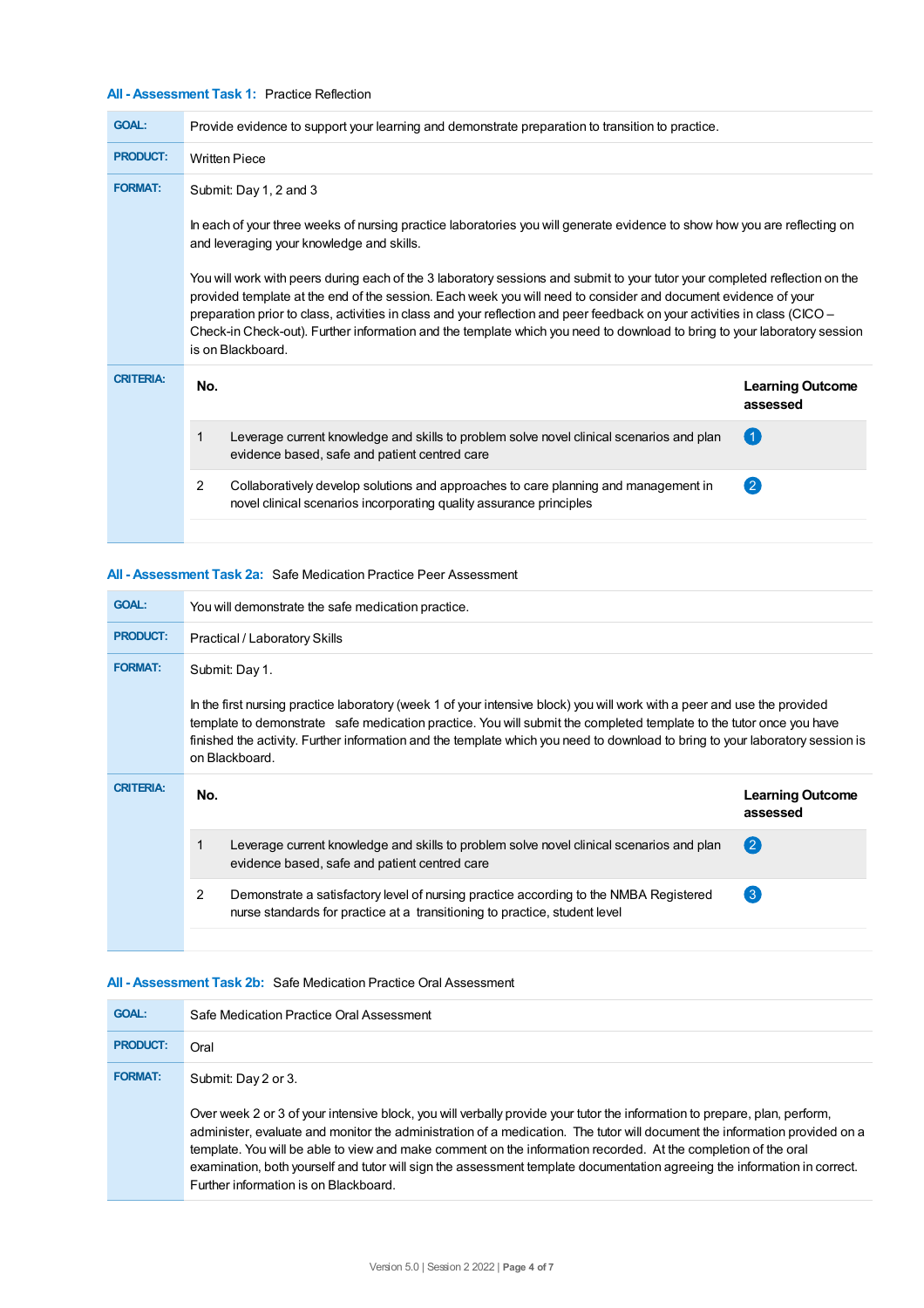### All - Assessment Task 1: Practice Reflection

**GOAL:** Provide evidence to support your learning and demonstrate preparation to transition to practice.

**PRODUCT:** Written Piece

**FORMAT:** Submit: Day 1, 2 and 3

In each of your three weeks of nursing practice laboratories you will generate evidence to show how you are reflecting on and leveraging your knowledge and skills.

You will work with peers during each of the 3 laboratory sessions and submit to your tutor your completed reflection on the provided template at the end of the session. Each week you will need to consider and document evidence of your preparation prior to class, activities in class and your reflection and peer feedback on your activities in class (CICO – Check-in Check-out). Further information and the template which you need to download to bring to your laboratory session is on Blackboard.

**CRITERIA:**

| No. | | Learning Outcome assessed |
|---|---|---|
| 1 | Leverage current knowledge and skills to problem solve novel clinical scenarios and plan evidence based, safe and patient centred care | 1 |
| 2 | Collaboratively develop solutions and approaches to care planning and management in novel clinical scenarios incorporating quality assurance principles | 2 |

### All - Assessment Task 2a: Safe Medication Practice Peer Assessment

**GOAL:** You will demonstrate the safe medication practice.

**PRODUCT:** Practical / Laboratory Skills

**FORMAT:** Submit: Day 1.

In the first nursing practice laboratory (week 1 of your intensive block) you will work with a peer and use the provided template to demonstrate safe medication practice. You will submit the completed template to the tutor once you have finished the activity. Further information and the template which you need to download to bring to your laboratory session is on Blackboard.

**CRITERIA:**

| No. | | Learning Outcome assessed |
|---|---|---|
| 1 | Leverage current knowledge and skills to problem solve novel clinical scenarios and plan evidence based, safe and patient centred care | 2 |
| 2 | Demonstrate a satisfactory level of nursing practice according to the NMBA Registered nurse standards for practice at a transitioning to practice, student level | 3 |

### All - Assessment Task 2b: Safe Medication Practice Oral Assessment

**GOAL:** Safe Medication Practice Oral Assessment

**PRODUCT:** Oral

**FORMAT:** Submit: Day 2 or 3.

Over week 2 or 3 of your intensive block, you will verbally provide your tutor the information to prepare, plan, perform, administer, evaluate and monitor the administration of a medication. The tutor will document the information provided on a template. You will be able to view and make comment on the information recorded. At the completion of the oral examination, both yourself and tutor will sign the assessment template documentation agreeing the information in correct. Further information is on Blackboard.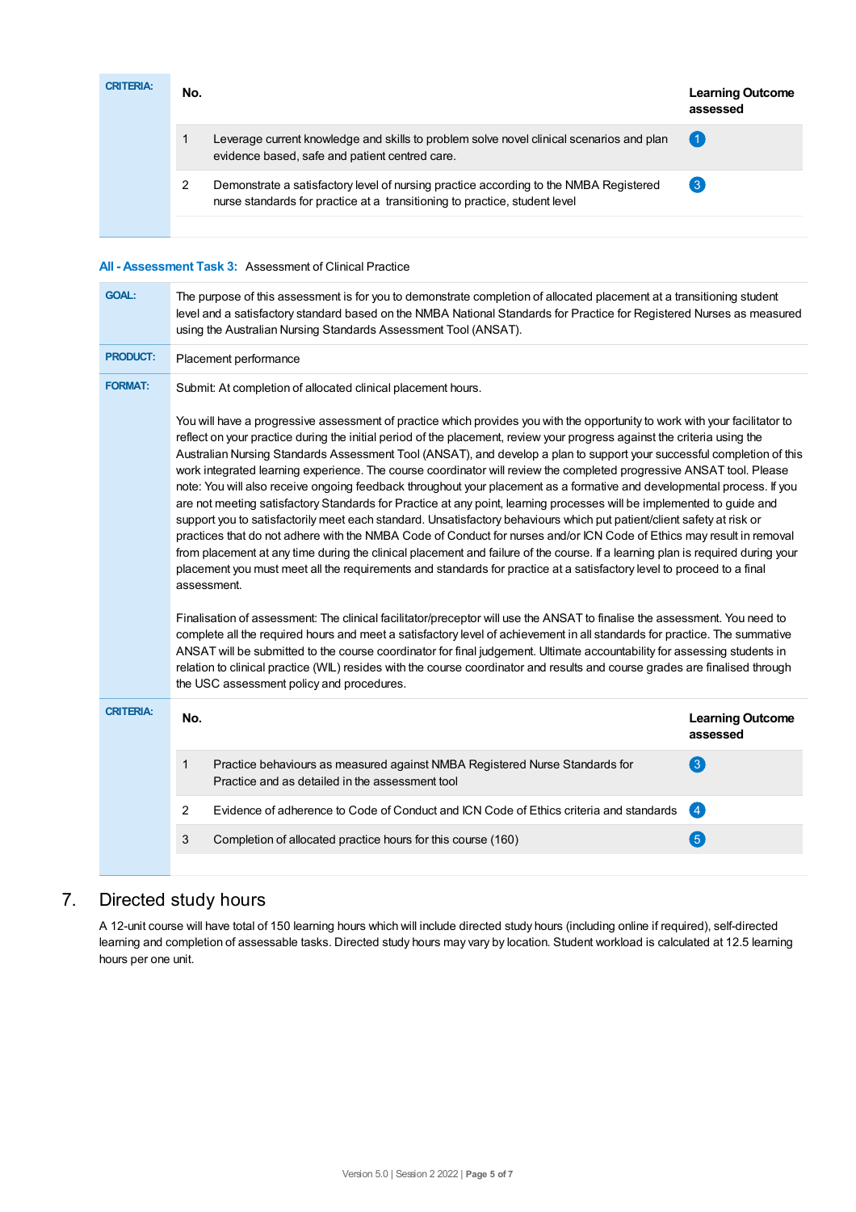| CRITERIA: | No. | | Learning Outcome assessed |
|---|---|---|---|
| | 1 | Leverage current knowledge and skills to problem solve novel clinical scenarios and plan evidence based, safe and patient centred care. | 1 |
| | 2 | Demonstrate a satisfactory level of nursing practice according to the NMBA Registered nurse standards for practice at a transitioning to practice, student level | 3 |

**All - Assessment Task 3:** Assessment of Clinical Practice

| | |
|---|---|
| **GOAL:** | The purpose of this assessment is for you to demonstrate completion of allocated placement at a transitioning student level and a satisfactory standard based on the NMBA National Standards for Practice for Registered Nurses as measured using the Australian Nursing Standards Assessment Tool (ANSAT). |
| **PRODUCT:** | Placement performance |
| **FORMAT:** | Submit: At completion of allocated clinical placement hours.<br><br>You will have a progressive assessment of practice which provides you with the opportunity to work with your facilitator to reflect on your practice during the initial period of the placement, review your progress against the criteria using the Australian Nursing Standards Assessment Tool (ANSAT), and develop a plan to support your successful completion of this work integrated learning experience. The course coordinator will review the completed progressive ANSAT tool. Please note: You will also receive ongoing feedback throughout your placement as a formative and developmental process. If you are not meeting satisfactory Standards for Practice at any point, learning processes will be implemented to guide and support you to satisfactorily meet each standard. Unsatisfactory behaviours which put patient/client safety at risk or practices that do not adhere with the NMBA Code of Conduct for nurses and/or ICN Code of Ethics may result in removal from placement at any time during the clinical placement and failure of the course. If a learning plan is required during your placement you must meet all the requirements and standards for practice at a satisfactory level to proceed to a final assessment.<br><br>Finalisation of assessment: The clinical facilitator/preceptor will use the ANSAT to finalise the assessment. You need to complete all the required hours and meet a satisfactory level of achievement in all standards for practice. The summative ANSAT will be submitted to the course coordinator for final judgement. Ultimate accountability for assessing students in relation to clinical practice (WIL) resides with the course coordinator and results and course grades are finalised through the USC assessment policy and procedures. |

| CRITERIA: | No. | | Learning Outcome assessed |
|---|---|---|---|
| | 1 | Practice behaviours as measured against NMBA Registered Nurse Standards for Practice and as detailed in the assessment tool | 3 |
| | 2 | Evidence of adherence to Code of Conduct and ICN Code of Ethics criteria and standards | 4 |
| | 3 | Completion of allocated practice hours for this course (160) | 5 |

## 7. Directed study hours

A 12-unit course will have total of 150 learning hours which will include directed study hours (including online if required), self-directed learning and completion of assessable tasks. Directed study hours may vary by location. Student workload is calculated at 12.5 learning hours per one unit.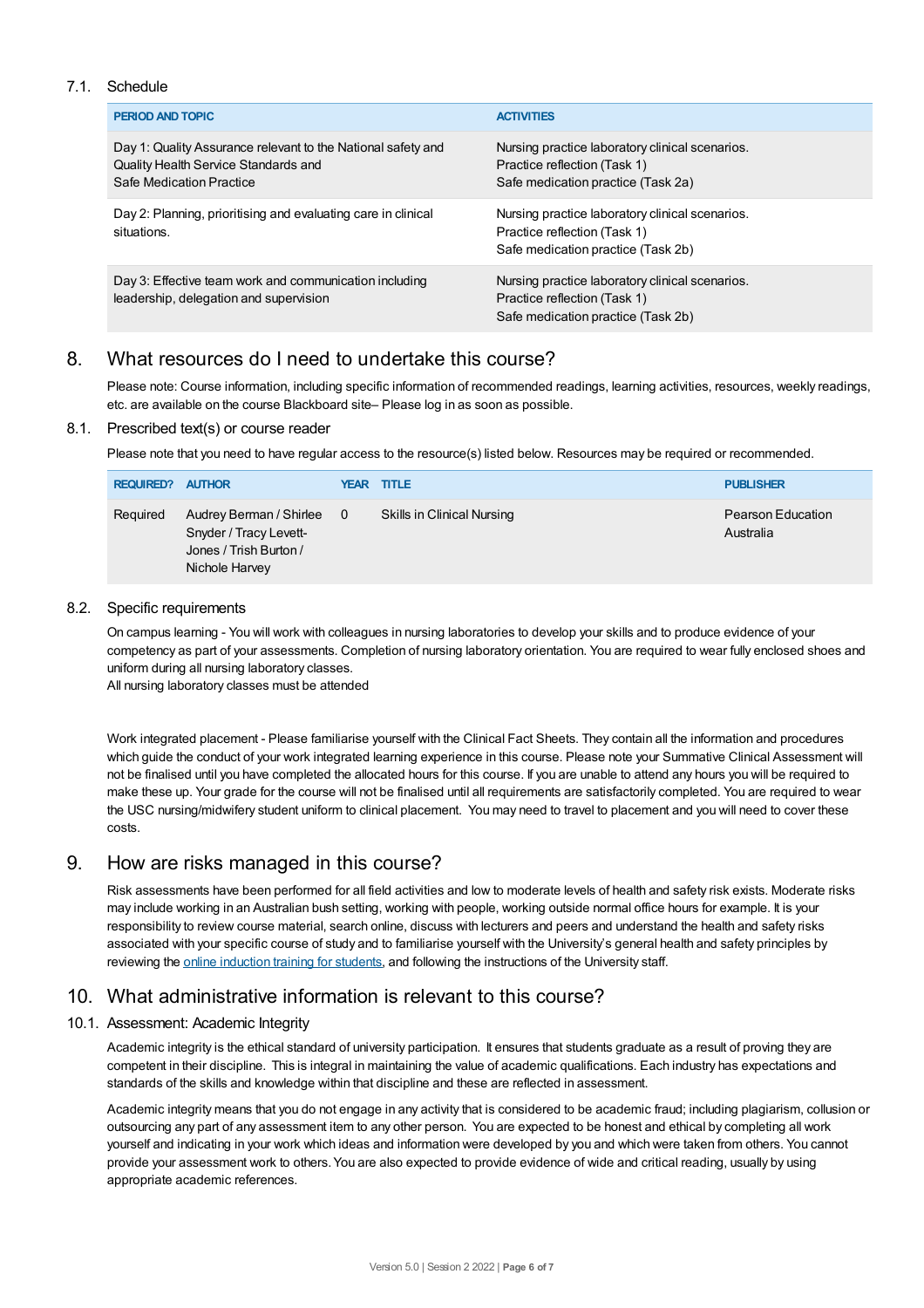### 7.1. Schedule

| PERIOD AND TOPIC | ACTIVITIES |
|---|---|
| Day 1: Quality Assurance relevant to the National safety and Quality Health Service Standards and Safe Medication Practice | Nursing practice laboratory clinical scenarios. Practice reflection (Task 1) Safe medication practice (Task 2a) |
| Day 2: Planning, prioritising and evaluating care in clinical situations. | Nursing practice laboratory clinical scenarios. Practice reflection (Task 1) Safe medication practice (Task 2b) |
| Day 3: Effective team work and communication including leadership, delegation and supervision | Nursing practice laboratory clinical scenarios. Practice reflection (Task 1) Safe medication practice (Task 2b) |

## 8. What resources do I need to undertake this course?

Please note: Course information, including specific information of recommended readings, learning activities, resources, weekly readings, etc. are available on the course Blackboard site– Please log in as soon as possible.

### 8.1. Prescribed text(s) or course reader

Please note that you need to have regular access to the resource(s) listed below. Resources may be required or recommended.

| REQUIRED? | AUTHOR | YEAR | TITLE | PUBLISHER |
|---|---|---|---|---|
| Required | Audrey Berman / Shirlee Snyder / Tracy Levett-Jones / Trish Burton / Nichole Harvey | 0 | Skills in Clinical Nursing | Pearson Education Australia |

### 8.2. Specific requirements

On campus learning - You will work with colleagues in nursing laboratories to develop your skills and to produce evidence of your competency as part of your assessments. Completion of nursing laboratory orientation. You are required to wear fully enclosed shoes and uniform during all nursing laboratory classes.
All nursing laboratory classes must be attended

Work integrated placement - Please familiarise yourself with the Clinical Fact Sheets. They contain all the information and procedures which guide the conduct of your work integrated learning experience in this course. Please note your Summative Clinical Assessment will not be finalised until you have completed the allocated hours for this course. If you are unable to attend any hours you will be required to make these up. Your grade for the course will not be finalised until all requirements are satisfactorily completed. You are required to wear the USC nursing/midwifery student uniform to clinical placement. You may need to travel to placement and you will need to cover these costs.

## 9. How are risks managed in this course?

Risk assessments have been performed for all field activities and low to moderate levels of health and safety risk exists. Moderate risks may include working in an Australian bush setting, working with people, working outside normal office hours for example. It is your responsibility to review course material, search online, discuss with lecturers and peers and understand the health and safety risks associated with your specific course of study and to familiarise yourself with the University's general health and safety principles by reviewing the online induction training for students, and following the instructions of the University staff.

## 10. What administrative information is relevant to this course?

### 10.1. Assessment: Academic Integrity

Academic integrity is the ethical standard of university participation. It ensures that students graduate as a result of proving they are competent in their discipline. This is integral in maintaining the value of academic qualifications. Each industry has expectations and standards of the skills and knowledge within that discipline and these are reflected in assessment.

Academic integrity means that you do not engage in any activity that is considered to be academic fraud; including plagiarism, collusion or outsourcing any part of any assessment item to any other person. You are expected to be honest and ethical by completing all work yourself and indicating in your work which ideas and information were developed by you and which were taken from others. You cannot provide your assessment work to others. You are also expected to provide evidence of wide and critical reading, usually by using appropriate academic references.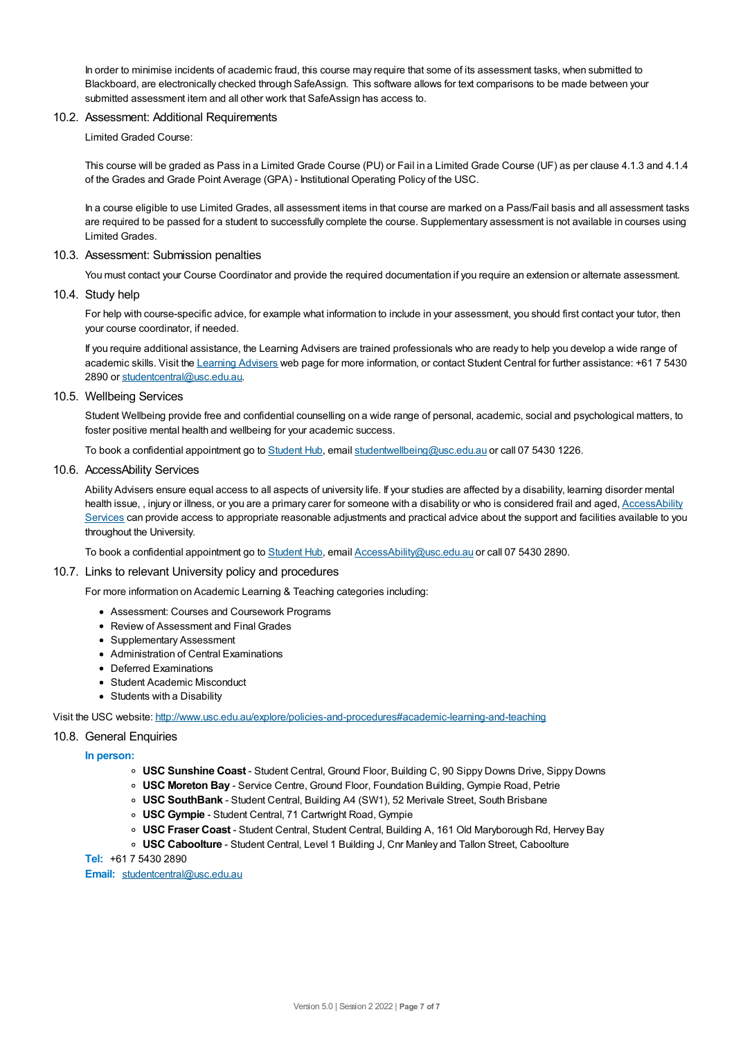In order to minimise incidents of academic fraud, this course may require that some of its assessment tasks, when submitted to Blackboard, are electronically checked through SafeAssign. This software allows for text comparisons to be made between your submitted assessment item and all other work that SafeAssign has access to.

### 10.2. Assessment: Additional Requirements

Limited Graded Course:

This course will be graded as Pass in a Limited Grade Course (PU) or Fail in a Limited Grade Course (UF) as per clause 4.1.3 and 4.1.4 of the Grades and Grade Point Average (GPA) - Institutional Operating Policy of the USC.

In a course eligible to use Limited Grades, all assessment items in that course are marked on a Pass/Fail basis and all assessment tasks are required to be passed for a student to successfully complete the course. Supplementary assessment is not available in courses using Limited Grades.

### 10.3. Assessment: Submission penalties

You must contact your Course Coordinator and provide the required documentation if you require an extension or alternate assessment.

### 10.4. Study help

For help with course-specific advice, for example what information to include in your assessment, you should first contact your tutor, then your course coordinator, if needed.

If you require additional assistance, the Learning Advisers are trained professionals who are ready to help you develop a wide range of academic skills. Visit the [Learning Advisers] web page for more information, or contact Student Central for further assistance: +61 7 5430 2890 or studentcentral@usc.edu.au.

### 10.5. Wellbeing Services

Student Wellbeing provide free and confidential counselling on a wide range of personal, academic, social and psychological matters, to foster positive mental health and wellbeing for your academic success.

To book a confidential appointment go to [Student Hub], email studentwellbeing@usc.edu.au or call 07 5430 1226.

### 10.6. AccessAbility Services

Ability Advisers ensure equal access to all aspects of university life. If your studies are affected by a disability, learning disorder mental health issue, , injury or illness, or you are a primary carer for someone with a disability or who is considered frail and aged, [AccessAbility Services] can provide access to appropriate reasonable adjustments and practical advice about the support and facilities available to you throughout the University.

To book a confidential appointment go to [Student Hub], email AccessAbility@usc.edu.au or call 07 5430 2890.

### 10.7. Links to relevant University policy and procedures

For more information on Academic Learning & Teaching categories including:

- Assessment: Courses and Coursework Programs
- Review of Assessment and Final Grades
- Supplementary Assessment
- Administration of Central Examinations
- Deferred Examinations
- Student Academic Misconduct
- Students with a Disability

Visit the USC website: http://www.usc.edu.au/explore/policies-and-procedures#academic-learning-and-teaching

### 10.8. General Enquiries

**In person:**

- **USC Sunshine Coast** - Student Central, Ground Floor, Building C, 90 Sippy Downs Drive, Sippy Downs
- **USC Moreton Bay** - Service Centre, Ground Floor, Foundation Building, Gympie Road, Petrie
- **USC SouthBank** - Student Central, Building A4 (SW1), 52 Merivale Street, South Brisbane
- **USC Gympie** - Student Central, 71 Cartwright Road, Gympie
- **USC Fraser Coast** - Student Central, Student Central, Building A, 161 Old Maryborough Rd, Hervey Bay
- **USC Caboolture** - Student Central, Level 1 Building J, Cnr Manley and Tallon Street, Caboolture

**Tel:** +61 7 5430 2890

**Email:** studentcentral@usc.edu.au